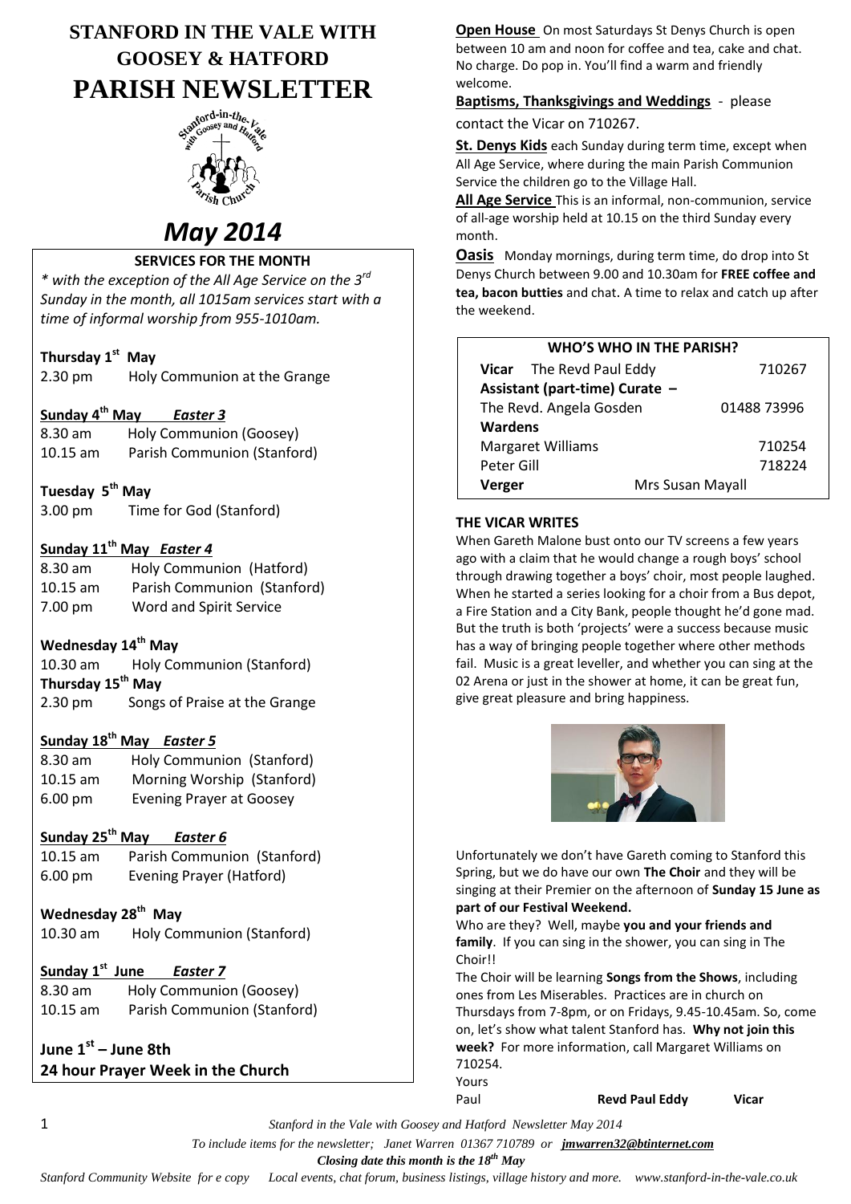# STANFORD IN THE VALE WITH GOOSEY & HATFORD

# PARISH NEWSLETTER

## *May 2014*

### SERVICES FOR THE MONTH

*\* with the exception of the All Age Service on the 3rd Sunday in the month, all 1015am services start with a time of informal worship from 955-1010am.*

**Thursday 1st May**
2.30 pm Holy Communion at the Grange

**Sunday 4th May** ***Easter 3***
8.30 am Holy Communion (Goosey)
10.15 am Parish Communion (Stanford)

**Tuesday 5th May**
3.00 pm Time for God (Stanford)

**Sunday 11th May** ***Easter 4***
8.30 am Holy Communion (Hatford)
10.15 am Parish Communion (Stanford)
7.00 pm Word and Spirit Service

**Wednesday 14th May**
10.30 am Holy Communion (Stanford)

**Thursday 15th May**
2.30 pm Songs of Praise at the Grange

**Sunday 18th May** ***Easter 5***
8.30 am Holy Communion (Stanford)
10.15 am Morning Worship (Stanford)
6.00 pm Evening Prayer at Goosey

**Sunday 25th May** ***Easter 6***
10.15 am Parish Communion (Stanford)
6.00 pm Evening Prayer (Hatford)

**Wednesday 28th May**
10.30 am Holy Communion (Stanford)

**Sunday 1st June** ***Easter 7***
8.30 am Holy Communion (Goosey)
10.15 am Parish Communion (Stanford)

**June 1st – June 8th**
**24 hour Prayer Week in the Church**

**Open House** On most Saturdays St Denys Church is open between 10 am and noon for coffee and tea, cake and chat. No charge. Do pop in. You'll find a warm and friendly welcome.

**Baptisms, Thanksgivings and Weddings** - please contact the Vicar on 710267.

**St. Denys Kids** each Sunday during term time, except when All Age Service, where during the main Parish Communion Service the children go to the Village Hall.

**All Age Service** This is an informal, non-communion, service of all-age worship held at 10.15 on the third Sunday every month.

**Oasis** Monday mornings, during term time, do drop into St Denys Church between 9.00 and 10.30am for **FREE coffee and tea, bacon butties** and chat. A time to relax and catch up after the weekend.

| WHO'S WHO IN THE PARISH? | |
|---|---|
| **Vicar** The Revd Paul Eddy | 710267 |
| **Assistant (part-time) Curate –** | |
| The Revd. Angela Gosden | 01488 73996 |
| **Wardens** | |
| Margaret Williams | 710254 |
| Peter Gill | 718224 |
| **Verger** Mrs Susan Mayall | |

### THE VICAR WRITES

When Gareth Malone bust onto our TV screens a few years ago with a claim that he would change a rough boys' school through drawing together a boys' choir, most people laughed. When he started a series looking for a choir from a Bus depot, a Fire Station and a City Bank, people thought he'd gone mad. But the truth is both 'projects' were a success because music has a way of bringing people together where other methods fail. Music is a great leveller, and whether you can sing at the 02 Arena or just in the shower at home, it can be great fun, give great pleasure and bring happiness.

Unfortunately we don't have Gareth coming to Stanford this Spring, but we do have our own **The Choir** and they will be singing at their Premier on the afternoon of **Sunday 15 June as part of our Festival Weekend.**

Who are they? Well, maybe **you and your friends and family**. If you can sing in the shower, you can sing in The Choir!!

The Choir will be learning **Songs from the Shows**, including ones from Les Miserables. Practices are in church on Thursdays from 7-8pm, or on Fridays, 9.45-10.45am. So, come on, let's show what talent Stanford has. **Why not join this week?** For more information, call Margaret Williams on 710254.

Yours
Paul **Revd Paul Eddy Vicar**

*To include items for the newsletter; Janet Warren 01367 710789 or* ***jmwarren32@btinternet.com***

***Closing date this month is the 18th May***

*Stanford Community Website for e copy Local events, chat forum, business listings, village history and more. www.stanford-in-the-vale.co.uk*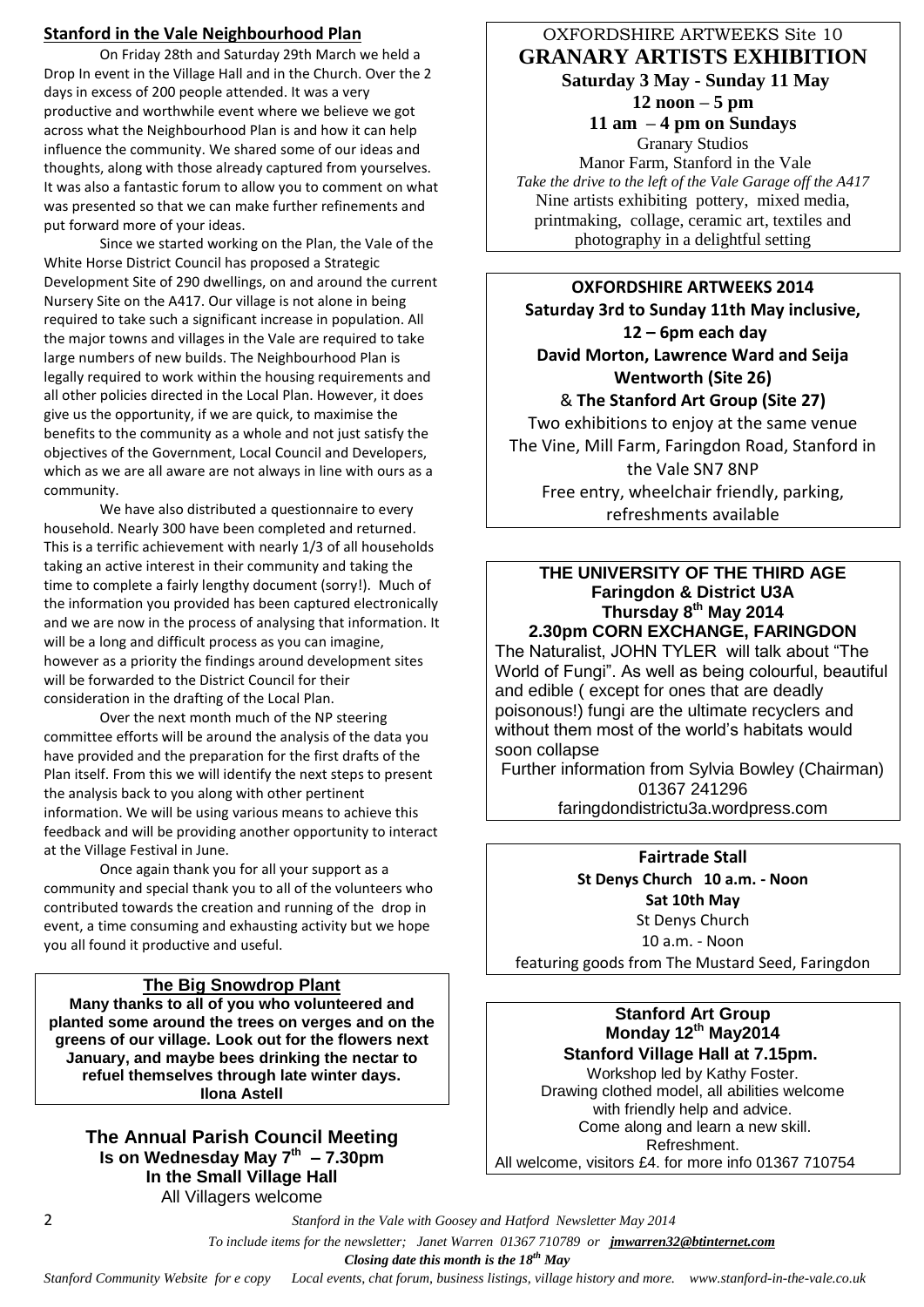## Stanford in the Vale Neighbourhood Plan

On Friday 28th and Saturday 29th March we held a Drop In event in the Village Hall and in the Church. Over the 2 days in excess of 200 people attended. It was a very productive and worthwhile event where we believe we got across what the Neighbourhood Plan is and how it can help influence the community. We shared some of our ideas and thoughts, along with those already captured from yourselves. It was also a fantastic forum to allow you to comment on what was presented so that we can make further refinements and put forward more of your ideas.

Since we started working on the Plan, the Vale of the White Horse District Council has proposed a Strategic Development Site of 290 dwellings, on and around the current Nursery Site on the A417. Our village is not alone in being required to take such a significant increase in population. All the major towns and villages in the Vale are required to take large numbers of new builds. The Neighbourhood Plan is legally required to work within the housing requirements and all other policies directed in the Local Plan. However, it does give us the opportunity, if we are quick, to maximise the benefits to the community as a whole and not just satisfy the objectives of the Government, Local Council and Developers, which as we are all aware are not always in line with ours as a community.

We have also distributed a questionnaire to every household. Nearly 300 have been completed and returned. This is a terrific achievement with nearly 1/3 of all households taking an active interest in their community and taking the time to complete a fairly lengthy document (sorry!). Much of the information you provided has been captured electronically and we are now in the process of analysing that information. It will be a long and difficult process as you can imagine, however as a priority the findings around development sites will be forwarded to the District Council for their consideration in the drafting of the Local Plan.

Over the next month much of the NP steering committee efforts will be around the analysis of the data you have provided and the preparation for the first drafts of the Plan itself. From this we will identify the next steps to present the analysis back to you along with other pertinent information. We will be using various means to achieve this feedback and will be providing another opportunity to interact at the Village Festival in June.

Once again thank you for all your support as a community and special thank you to all of the volunteers who contributed towards the creation and running of the drop in event, a time consuming and exhausting activity but we hope you all found it productive and useful.

## The Big Snowdrop Plant

**Many thanks to all of you who volunteered and planted some around the trees on verges and on the greens of our village. Look out for the flowers next January, and maybe bees drinking the nectar to refuel themselves through late winter days.**
**Ilona Astell**

## The Annual Parish Council Meeting
**Is on Wednesday May 7th – 7.30pm**
**In the Small Village Hall**
All Villagers welcome

---

OXFORDSHIRE ARTWEEKS Site 10
## GRANARY ARTISTS EXHIBITION
**Saturday 3 May - Sunday 11 May**
**12 noon – 5 pm**
**11 am – 4 pm on Sundays**
Granary Studios
Manor Farm, Stanford in the Vale
*Take the drive to the left of the Vale Garage off the A417*
Nine artists exhibiting pottery, mixed media, printmaking, collage, ceramic art, textiles and photography in a delightful setting

---

**OXFORDSHIRE ARTWEEKS 2014**
**Saturday 3rd to Sunday 11th May inclusive,**
**12 – 6pm each day**
**David Morton, Lawrence Ward and Seija Wentworth (Site 26)**
& **The Stanford Art Group (Site 27)**
Two exhibitions to enjoy at the same venue
The Vine, Mill Farm, Faringdon Road, Stanford in the Vale SN7 8NP
Free entry, wheelchair friendly, parking, refreshments available

---

**THE UNIVERSITY OF THE THIRD AGE**
**Faringdon & District U3A**
**Thursday 8th May 2014**
**2.30pm CORN EXCHANGE, FARINGDON**

The Naturalist, JOHN TYLER will talk about "The World of Fungi". As well as being colourful, beautiful and edible ( except for ones that are deadly poisonous!) fungi are the ultimate recyclers and without them most of the world's habitats would soon collapse

Further information from Sylvia Bowley (Chairman) 01367 241296
faringdondistrictu3a.wordpress.com

---

**Fairtrade Stall**
**St Denys Church 10 a.m. - Noon**
**Sat 10th May**
St Denys Church
10 a.m. - Noon
featuring goods from The Mustard Seed, Faringdon

---

**Stanford Art Group**
**Monday 12th May2014**
**Stanford Village Hall at 7.15pm.**
Workshop led by Kathy Foster.
Drawing clothed model, all abilities welcome with friendly help and advice.
Come along and learn a new skill.
Refreshment.
All welcome, visitors £4. for more info 01367 710754

---

*Stanford in the Vale with Goosey and Hatford Newsletter May 2014*
*To include items for the newsletter; Janet Warren 01367 710789 or* ***jmwarren32@btinternet.com***
***Closing date this month is the 18th May***
*Stanford Community Website for e copy Local events, chat forum, business listings, village history and more. www.stanford-in-the-vale.co.uk*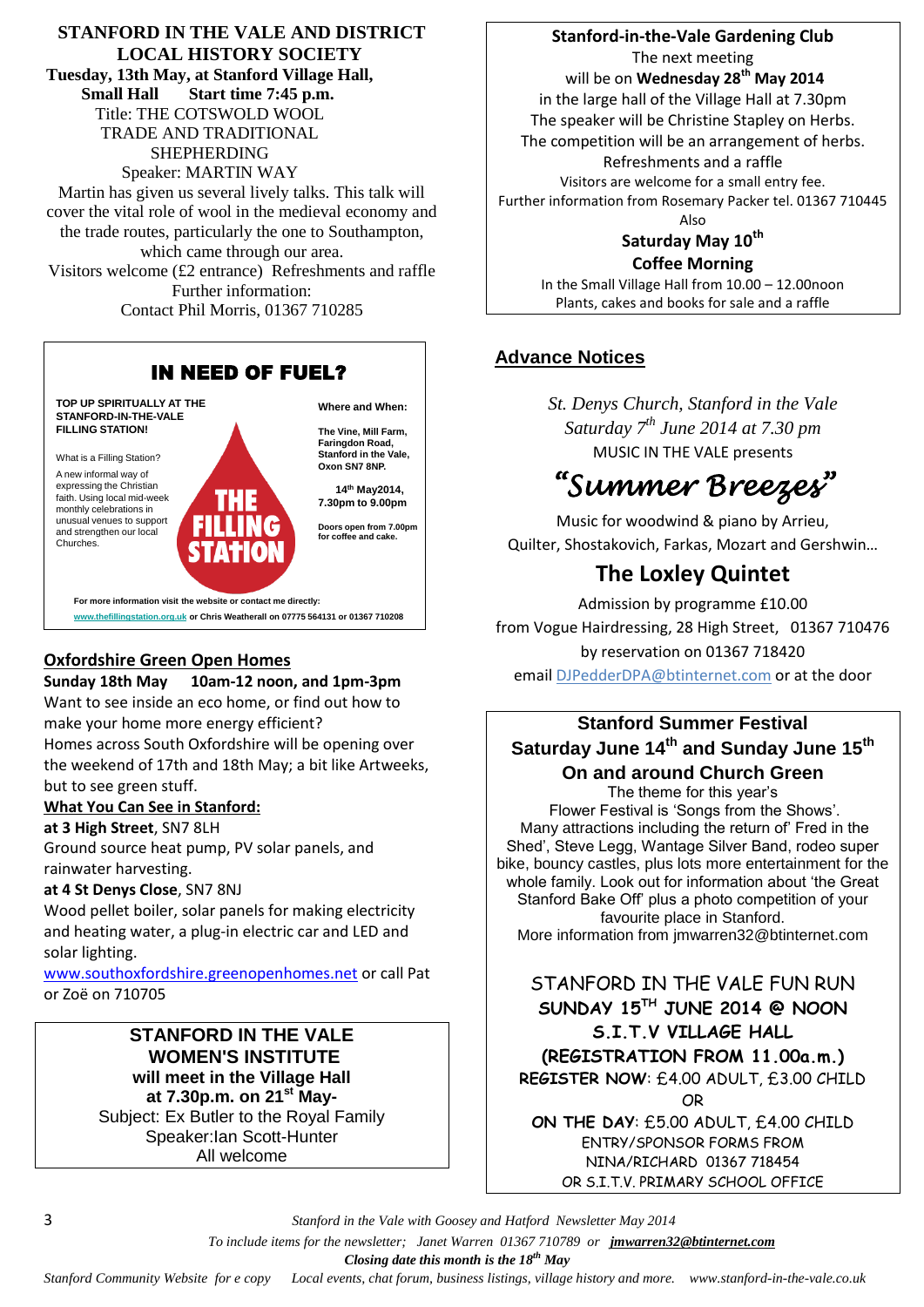**STANFORD IN THE VALE AND DISTRICT LOCAL HISTORY SOCIETY**
**Tuesday, 13th May, at Stanford Village Hall, Small Hall Start time 7:45 p.m.**

Title: THE COTSWOLD WOOL TRADE AND TRADITIONAL SHEPHERDING

Speaker: MARTIN WAY

Martin has given us several lively talks. This talk will cover the vital role of wool in the medieval economy and the trade routes, particularly the one to Southampton, which came through our area.

Visitors welcome (£2 entrance) Refreshments and raffle

Further information:

Contact Phil Morris, 01367 710285

## IN NEED OF FUEL?

**TOP UP SPIRITUALLY AT THE STANFORD-IN-THE-VALE FILLING STATION!**

What is a Filling Station?

A new informal way of expressing the Christian faith. Using local mid-week monthly celebrations in unusual venues to support and strengthen our local Churches.

**THE FILLING STATION**

**Where and When:**

**The Vine, Mill Farm, Faringdon Road, Stanford in the Vale, Oxon SN7 8NP.**

**14th May2014, 7.30pm to 9.00pm**

**Doors open from 7.00pm for coffee and cake.**

**For more information visit the website or contact me directly:** www.thefillingstation.org.uk **or Chris Weatherall on 07775 564131 or 01367 710208**

## Oxfordshire Green Open Homes

**Sunday 18th May 10am-12 noon, and 1pm-3pm**

Want to see inside an eco home, or find out how to make your home more energy efficient?

Homes across South Oxfordshire will be opening over the weekend of 17th and 18th May; a bit like Artweeks, but to see green stuff.

**What You Can See in Stanford:**

**at 3 High Street**, SN7 8LH

Ground source heat pump, PV solar panels, and rainwater harvesting.

**at 4 St Denys Close**, SN7 8NJ

Wood pellet boiler, solar panels for making electricity and heating water, a plug-in electric car and LED and solar lighting.

www.southoxfordshire.greenopenhomes.net or call Pat or Zoë on 710705

**STANFORD IN THE VALE WOMEN'S INSTITUTE**
**will meet in the Village Hall at 7.30p.m. on 21st May-**

Subject: Ex Butler to the Royal Family

Speaker:Ian Scott-Hunter

All welcome

**Stanford-in-the-Vale Gardening Club**

The next meeting will be on **Wednesday 28th May 2014** in the large hall of the Village Hall at 7.30pm

The speaker will be Christine Stapley on Herbs.

The competition will be an arrangement of herbs.

Refreshments and a raffle

Visitors are welcome for a small entry fee.

Further information from Rosemary Packer tel. 01367 710445

Also

**Saturday May 10th**
**Coffee Morning**

In the Small Village Hall from 10.00 – 12.00noon

Plants, cakes and books for sale and a raffle

## Advance Notices

*St. Denys Church, Stanford in the Vale*
*Saturday 7th June 2014 at 7.30 pm*

MUSIC IN THE VALE presents

# *"Summer Breezes"*

Music for woodwind & piano by Arrieu, Quilter, Shostakovich, Farkas, Mozart and Gershwin…

## The Loxley Quintet

Admission by programme £10.00 from Vogue Hairdressing, 28 High Street, 01367 710476 by reservation on 01367 718420 email DJPedderDPA@btinternet.com or at the door

**Stanford Summer Festival**
**Saturday June 14th and Sunday June 15th**
**On and around Church Green**

The theme for this year's Flower Festival is 'Songs from the Shows'. Many attractions including the return of' Fred in the Shed', Steve Legg, Wantage Silver Band, rodeo super bike, bouncy castles, plus lots more entertainment for the whole family. Look out for information about 'the Great Stanford Bake Off' plus a photo competition of your favourite place in Stanford.

More information from jmwarren32@btinternet.com

STANFORD IN THE VALE FUN RUN
**SUNDAY 15TH JUNE 2014 @ NOON**
**S.I.T.V VILLAGE HALL**
**(REGISTRATION FROM 11.00a.m.)**

**REGISTER NOW**: £4.00 ADULT, £3.00 CHILD

OR

**ON THE DAY**: £5.00 ADULT, £4.00 CHILD

ENTRY/SPONSOR FORMS FROM NINA/RICHARD 01367 718454 OR S.I.T.V. PRIMARY SCHOOL OFFICE

*To include items for the newsletter; Janet Warren 01367 710789 or* ***jmwarren32@btinternet.com***

***Closing date this month is the 18th May***

*Stanford Community Website for e copy Local events, chat forum, business listings, village history and more. www.stanford-in-the-vale.co.uk*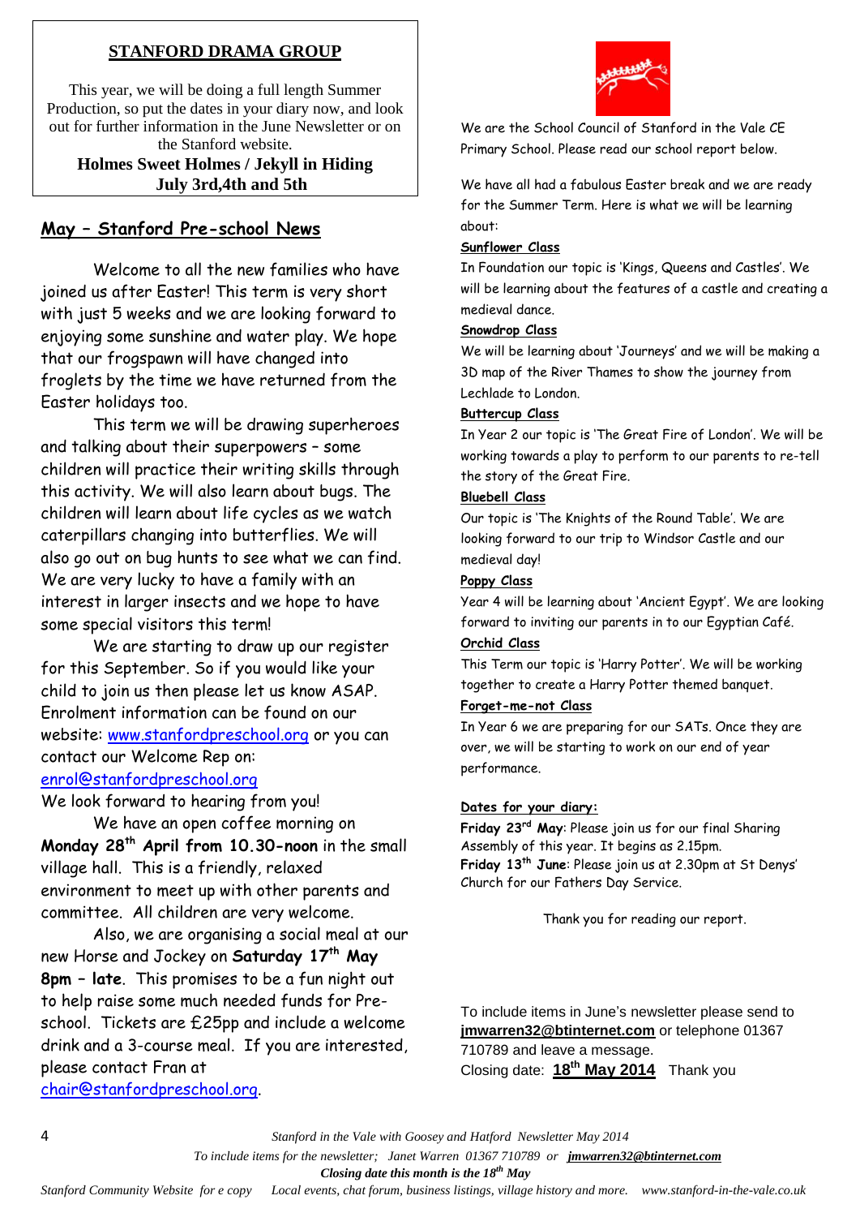## STANFORD DRAMA GROUP

This year, we will be doing a full length Summer Production, so put the dates in your diary now, and look out for further information in the June Newsletter or on the Stanford website.

**Holmes Sweet Holmes / Jekyll in Hiding**
**July 3rd,4th and 5th**

## May – Stanford Pre-school News

Welcome to all the new families who have joined us after Easter! This term is very short with just 5 weeks and we are looking forward to enjoying some sunshine and water play. We hope that our frogspawn will have changed into froglets by the time we have returned from the Easter holidays too.

This term we will be drawing superheroes and talking about their superpowers – some children will practice their writing skills through this activity. We will also learn about bugs. The children will learn about life cycles as we watch caterpillars changing into butterflies. We will also go out on bug hunts to see what we can find. We are very lucky to have a family with an interest in larger insects and we hope to have some special visitors this term!

We are starting to draw up our register for this September. So if you would like your child to join us then please let us know ASAP. Enrolment information can be found on our website: www.stanfordpreschool.org or you can contact our Welcome Rep on: enrol@stanfordpreschool.org

We look forward to hearing from you!

We have an open coffee morning on **Monday 28th April from 10.30-noon** in the small village hall. This is a friendly, relaxed environment to meet up with other parents and committee. All children are very welcome.

Also, we are organising a social meal at our new Horse and Jockey on **Saturday 17th May 8pm – late**. This promises to be a fun night out to help raise some much needed funds for Pre-school. Tickets are £25pp and include a welcome drink and a 3-course meal. If you are interested, please contact Fran at chair@stanfordpreschool.org.

We are the School Council of Stanford in the Vale CE Primary School. Please read our school report below.

We have all had a fabulous Easter break and we are ready for the Summer Term. Here is what we will be learning about:

**Sunflower Class**

In Foundation our topic is 'Kings, Queens and Castles'. We will be learning about the features of a castle and creating a medieval dance.

**Snowdrop Class**

We will be learning about 'Journeys' and we will be making a 3D map of the River Thames to show the journey from Lechlade to London.

**Buttercup Class**

In Year 2 our topic is 'The Great Fire of London'. We will be working towards a play to perform to our parents to re-tell the story of the Great Fire.

**Bluebell Class**

Our topic is 'The Knights of the Round Table'. We are looking forward to our trip to Windsor Castle and our medieval day!

**Poppy Class**

Year 4 will be learning about 'Ancient Egypt'. We are looking forward to inviting our parents in to our Egyptian Café.

**Orchid Class**

This Term our topic is 'Harry Potter'. We will be working together to create a Harry Potter themed banquet.

**Forget-me-not Class**

In Year 6 we are preparing for our SATs. Once they are over, we will be starting to work on our end of year performance.

**Dates for your diary:**

**Friday 23rd May**: Please join us for our final Sharing Assembly of this year. It begins as 2.15pm.
**Friday 13th June**: Please join us at 2.30pm at St Denys' Church for our Fathers Day Service.

Thank you for reading our report.

To include items in June's newsletter please send to **jmwarren32@btinternet.com** or telephone 01367 710789 and leave a message.
Closing date: **18th May 2014** Thank you